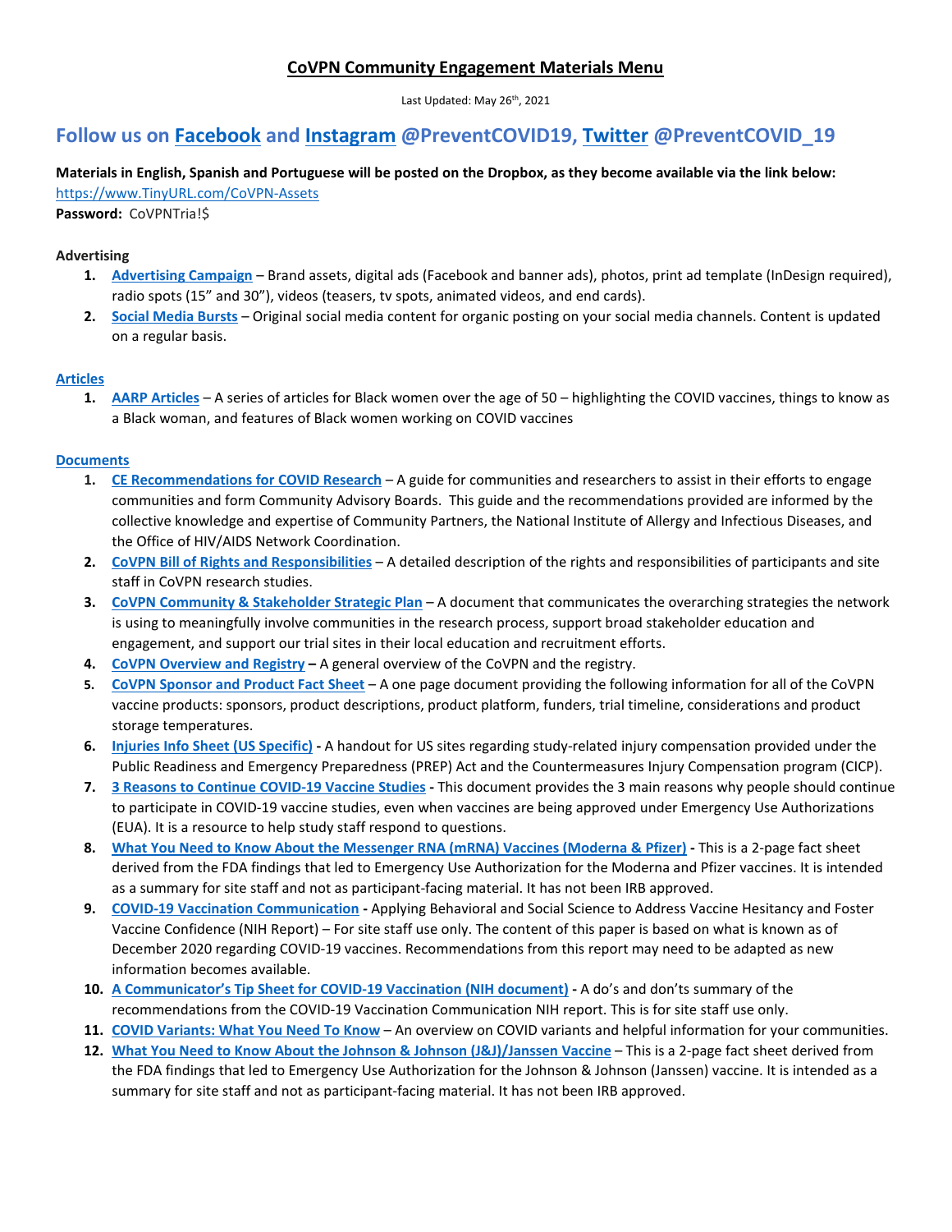# CoVPN Community Engagement Materials Menu

Last Updated: May 26th, 2021

## Follow us on Facebook and Instagram @PreventCOVID19, Twitter @PreventCOVID_19

**Materials in English, Spanish and Portuguese will be posted on the Dropbox, as they become available via the link below:**
https://www.TinyURL.com/CoVPN-Assets
**Password:** CoVPNTria!$

**Advertising**

1. **Advertising Campaign** – Brand assets, digital ads (Facebook and banner ads), photos, print ad template (InDesign required), radio spots (15" and 30"), videos (teasers, tv spots, animated videos, and end cards).
2. **Social Media Bursts** – Original social media content for organic posting on your social media channels. Content is updated on a regular basis.

**Articles**

1. **AARP Articles** – A series of articles for Black women over the age of 50 – highlighting the COVID vaccines, things to know as a Black woman, and features of Black women working on COVID vaccines

**Documents**

1. **CE Recommendations for COVID Research** – A guide for communities and researchers to assist in their efforts to engage communities and form Community Advisory Boards. This guide and the recommendations provided are informed by the collective knowledge and expertise of Community Partners, the National Institute of Allergy and Infectious Diseases, and the Office of HIV/AIDS Network Coordination.
2. **CoVPN Bill of Rights and Responsibilities** – A detailed description of the rights and responsibilities of participants and site staff in CoVPN research studies.
3. **CoVPN Community & Stakeholder Strategic Plan** – A document that communicates the overarching strategies the network is using to meaningfully involve communities in the research process, support broad stakeholder education and engagement, and support our trial sites in their local education and recruitment efforts.
4. **CoVPN Overview and Registry** – A general overview of the CoVPN and the registry.
5. **CoVPN Sponsor and Product Fact Sheet** – A one page document providing the following information for all of the CoVPN vaccine products: sponsors, product descriptions, product platform, funders, trial timeline, considerations and product storage temperatures.
6. **Injuries Info Sheet (US Specific)** - A handout for US sites regarding study-related injury compensation provided under the Public Readiness and Emergency Preparedness (PREP) Act and the Countermeasures Injury Compensation program (CICP).
7. **3 Reasons to Continue COVID-19 Vaccine Studies** - This document provides the 3 main reasons why people should continue to participate in COVID-19 vaccine studies, even when vaccines are being approved under Emergency Use Authorizations (EUA). It is a resource to help study staff respond to questions.
8. **What You Need to Know About the Messenger RNA (mRNA) Vaccines (Moderna & Pfizer)** - This is a 2-page fact sheet derived from the FDA findings that led to Emergency Use Authorization for the Moderna and Pfizer vaccines. It is intended as a summary for site staff and not as participant-facing material. It has not been IRB approved.
9. **COVID-19 Vaccination Communication** - Applying Behavioral and Social Science to Address Vaccine Hesitancy and Foster Vaccine Confidence (NIH Report) – For site staff use only. The content of this paper is based on what is known as of December 2020 regarding COVID-19 vaccines. Recommendations from this report may need to be adapted as new information becomes available.
10. **A Communicator's Tip Sheet for COVID-19 Vaccination (NIH document)** - A do's and don'ts summary of the recommendations from the COVID-19 Vaccination Communication NIH report. This is for site staff use only.
11. **COVID Variants: What You Need To Know** – An overview on COVID variants and helpful information for your communities.
12. **What You Need to Know About the Johnson & Johnson (J&J)/Janssen Vaccine** – This is a 2-page fact sheet derived from the FDA findings that led to Emergency Use Authorization for the Johnson & Johnson (Janssen) vaccine. It is intended as a summary for site staff and not as participant-facing material. It has not been IRB approved.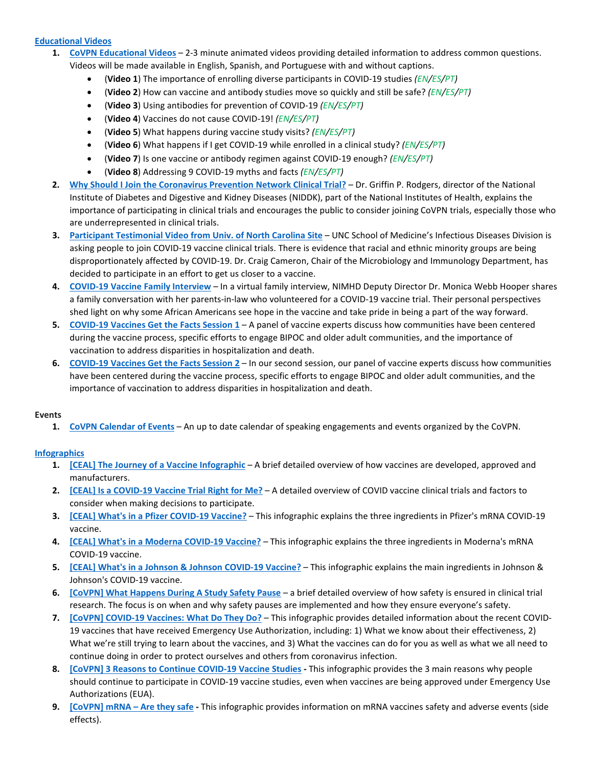## Educational Videos

1. **CoVPN Educational Videos** – 2-3 minute animated videos providing detailed information to address common questions. Videos will be made available in English, Spanish, and Portuguese with and without captions.
   - (**Video 1**) The importance of enrolling diverse participants in COVID-19 studies *(EN/ES/PT)*
   - (**Video 2**) How can vaccine and antibody studies move so quickly and still be safe? *(EN/ES/PT)*
   - (**Video 3**) Using antibodies for prevention of COVID-19 *(EN/ES/PT)*
   - (**Video 4**) Vaccines do not cause COVID-19! *(EN/ES/PT)*
   - (**Video 5**) What happens during vaccine study visits? *(EN/ES/PT)*
   - (**Video 6**) What happens if I get COVID-19 while enrolled in a clinical study? *(EN/ES/PT)*
   - (**Video 7**) Is one vaccine or antibody regimen against COVID-19 enough? *(EN/ES/PT)*
   - (**Video 8**) Addressing 9 COVID-19 myths and facts *(EN/ES/PT)*
2. **Why Should I Join the Coronavirus Prevention Network Clinical Trial?** – Dr. Griffin P. Rodgers, director of the National Institute of Diabetes and Digestive and Kidney Diseases (NIDDK), part of the National Institutes of Health, explains the importance of participating in clinical trials and encourages the public to consider joining CoVPN trials, especially those who are underrepresented in clinical trials.
3. **Participant Testimonial Video from Univ. of North Carolina Site** – UNC School of Medicine's Infectious Diseases Division is asking people to join COVID-19 vaccine clinical trials. There is evidence that racial and ethnic minority groups are being disproportionately affected by COVID-19. Dr. Craig Cameron, Chair of the Microbiology and Immunology Department, has decided to participate in an effort to get us closer to a vaccine.
4. **COVID-19 Vaccine Family Interview** – In a virtual family interview, NIMHD Deputy Director Dr. Monica Webb Hooper shares a family conversation with her parents-in-law who volunteered for a COVID-19 vaccine trial. Their personal perspectives shed light on why some African Americans see hope in the vaccine and take pride in being a part of the way forward.
5. **COVID-19 Vaccines Get the Facts Session 1** – A panel of vaccine experts discuss how communities have been centered during the vaccine process, specific efforts to engage BIPOC and older adult communities, and the importance of vaccination to address disparities in hospitalization and death.
6. **COVID-19 Vaccines Get the Facts Session 2** – In our second session, our panel of vaccine experts discuss how communities have been centered during the vaccine process, specific efforts to engage BIPOC and older adult communities, and the importance of vaccination to address disparities in hospitalization and death.

## Events

1. **CoVPN Calendar of Events** – An up to date calendar of speaking engagements and events organized by the CoVPN.

## Infographics

1. **[CEAL] The Journey of a Vaccine Infographic** – A brief detailed overview of how vaccines are developed, approved and manufacturers.
2. **[CEAL] Is a COVID-19 Vaccine Trial Right for Me?** – A detailed overview of COVID vaccine clinical trials and factors to consider when making decisions to participate.
3. **[CEAL] What's in a Pfizer COVID-19 Vaccine?** – This infographic explains the three ingredients in Pfizer's mRNA COVID-19 vaccine.
4. **[CEAL] What's in a Moderna COVID-19 Vaccine?** – This infographic explains the three ingredients in Moderna's mRNA COVID-19 vaccine.
5. **[CEAL] What's in a Johnson & Johnson COVID-19 Vaccine?** – This infographic explains the main ingredients in Johnson & Johnson's COVID-19 vaccine.
6. **[CoVPN] What Happens During A Study Safety Pause** – a brief detailed overview of how safety is ensured in clinical trial research. The focus is on when and why safety pauses are implemented and how they ensure everyone's safety.
7. **[CoVPN] COVID-19 Vaccines: What Do They Do?** – This infographic provides detailed information about the recent COVID-19 vaccines that have received Emergency Use Authorization, including: 1) What we know about their effectiveness, 2) What we're still trying to learn about the vaccines, and 3) What the vaccines can do for you as well as what we all need to continue doing in order to protect ourselves and others from coronavirus infection.
8. **[CoVPN] 3 Reasons to Continue COVID-19 Vaccine Studies** - This infographic provides the 3 main reasons why people should continue to participate in COVID-19 vaccine studies, even when vaccines are being approved under Emergency Use Authorizations (EUA).
9. **[CoVPN] mRNA – Are they safe** - This infographic provides information on mRNA vaccines safety and adverse events (side effects).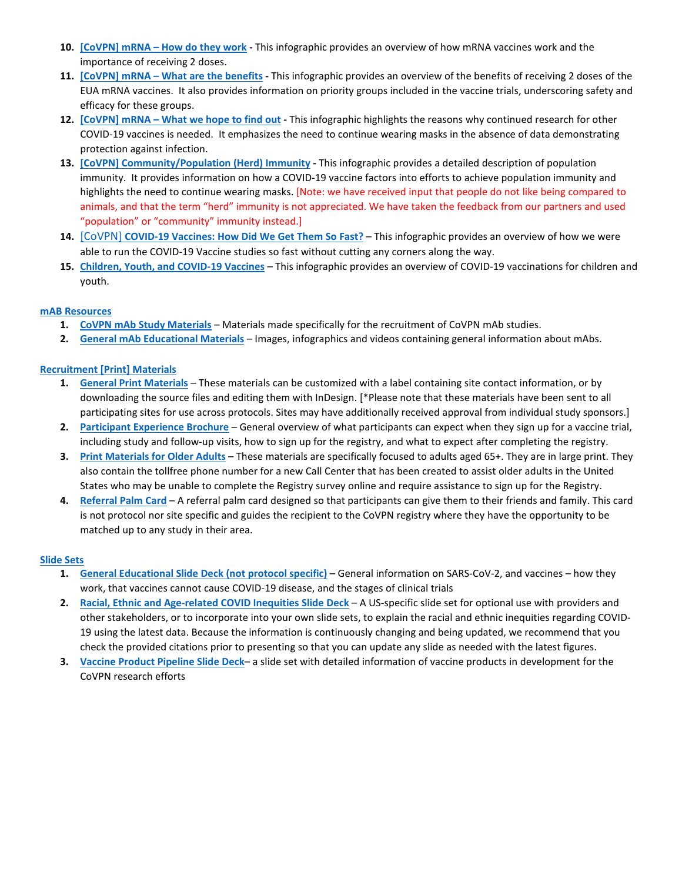10. **[CoVPN] mRNA – How do they work -** This infographic provides an overview of how mRNA vaccines work and the importance of receiving 2 doses.
11. **[CoVPN] mRNA – What are the benefits -** This infographic provides an overview of the benefits of receiving 2 doses of the EUA mRNA vaccines. It also provides information on priority groups included in the vaccine trials, underscoring safety and efficacy for these groups.
12. **[CoVPN] mRNA – What we hope to find out -** This infographic highlights the reasons why continued research for other COVID-19 vaccines is needed. It emphasizes the need to continue wearing masks in the absence of data demonstrating protection against infection.
13. **[CoVPN] Community/Population (Herd) Immunity -** This infographic provides a detailed description of population immunity. It provides information on how a COVID-19 vaccine factors into efforts to achieve population immunity and highlights the need to continue wearing masks. [Note: we have received input that people do not like being compared to animals, and that the term "herd" immunity is not appreciated. We have taken the feedback from our partners and used "population" or "community" immunity instead.]
14. [CoVPN] **COVID-19 Vaccines: How Did We Get Them So Fast?** – This infographic provides an overview of how we were able to run the COVID-19 Vaccine studies so fast without cutting any corners along the way.
15. **Children, Youth, and COVID-19 Vaccines** – This infographic provides an overview of COVID-19 vaccinations for children and youth.

**mAB Resources**

1. **CoVPN mAb Study Materials** – Materials made specifically for the recruitment of CoVPN mAb studies.
2. **General mAb Educational Materials** – Images, infographics and videos containing general information about mAbs.

**Recruitment [Print] Materials**

1. **General Print Materials** – These materials can be customized with a label containing site contact information, or by downloading the source files and editing them with InDesign. [*Please note that these materials have been sent to all participating sites for use across protocols. Sites may have additionally received approval from individual study sponsors.]
2. **Participant Experience Brochure** – General overview of what participants can expect when they sign up for a vaccine trial, including study and follow-up visits, how to sign up for the registry, and what to expect after completing the registry.
3. **Print Materials for Older Adults** – These materials are specifically focused to adults aged 65+. They are in large print. They also contain the tollfree phone number for a new Call Center that has been created to assist older adults in the United States who may be unable to complete the Registry survey online and require assistance to sign up for the Registry.
4. **Referral Palm Card** – A referral palm card designed so that participants can give them to their friends and family. This card is not protocol nor site specific and guides the recipient to the CoVPN registry where they have the opportunity to be matched up to any study in their area.

**Slide Sets**

1. **General Educational Slide Deck (not protocol specific)** – General information on SARS-CoV-2, and vaccines – how they work, that vaccines cannot cause COVID-19 disease, and the stages of clinical trials
2. **Racial, Ethnic and Age-related COVID Inequities Slide Deck** – A US-specific slide set for optional use with providers and other stakeholders, or to incorporate into your own slide sets, to explain the racial and ethnic inequities regarding COVID-19 using the latest data. Because the information is continuously changing and being updated, we recommend that you check the provided citations prior to presenting so that you can update any slide as needed with the latest figures.
3. **Vaccine Product Pipeline Slide Deck**– a slide set with detailed information of vaccine products in development for the CoVPN research efforts